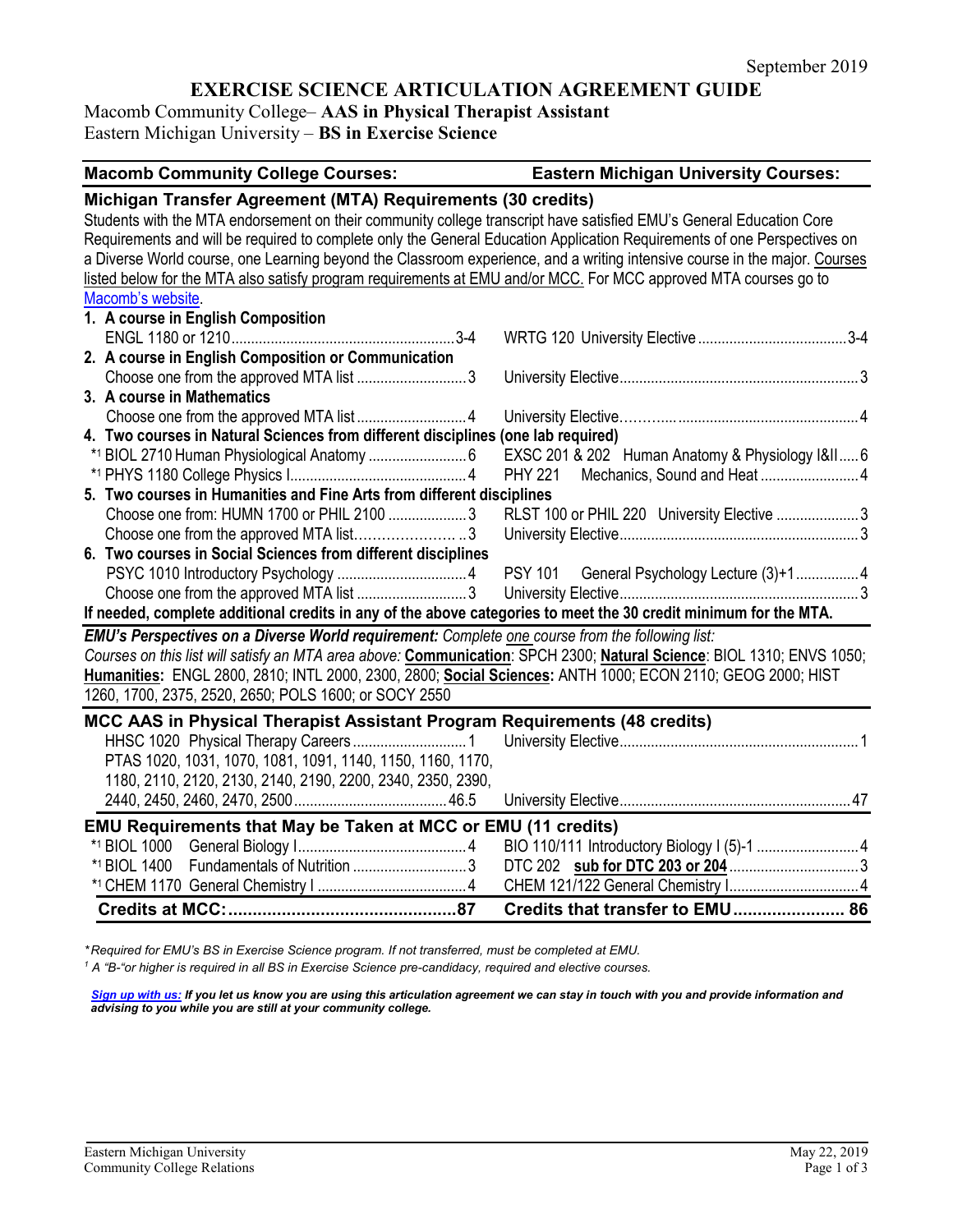September 2019

# EXERCISE SCIENCE ARTICULATION AGREEMENT GUIDE

Macomb Community College– **AAS in Physical Therapist Assistant**
Eastern Michigan University – **BS in Exercise Science**

| Macomb Community College Courses: | Eastern Michigan University Courses: |
|---|---|
| **Michigan Transfer Agreement (MTA) Requirements (30 credits)** | |

Students with the MTA endorsement on their community college transcript have satisfied EMU's General Education Core Requirements and will be required to complete only the General Education Application Requirements of one Perspectives on a Diverse World course, one Learning beyond the Classroom experience, and a writing intensive course in the major. Courses listed below for the MTA also satisfy program requirements at EMU and/or MCC. For MCC approved MTA courses go to Macomb's website.

| Macomb Community College Courses | Credits | Eastern Michigan University Courses | Credits |
|---|---|---|---|
| **1. A course in English Composition** | | | |
| ENGL 1180 or 1210 | 3-4 | WRTG 120 University Elective | 3-4 |
| **2. A course in English Composition or Communication** | | | |
| Choose one from the approved MTA list | 3 | University Elective | 3 |
| **3. A course in Mathematics** | | | |
| Choose one from the approved MTA list | 4 | University Elective | 4 |
| **4. Two courses in Natural Sciences from different disciplines (one lab required)** | | | |
| *[1] BIOL 2710 Human Physiological Anatomy | 6 | EXSC 201 & 202 Human Anatomy & Physiology I&II | 6 |
| *[1] PHYS 1180 College Physics I | 4 | PHY 221 Mechanics, Sound and Heat | 4 |
| **5. Two courses in Humanities and Fine Arts from different disciplines** | | | |
| Choose one from: HUMN 1700 or PHIL 2100 | 3 | RLST 100 or PHIL 220 University Elective | 3 |
| Choose one from the approved MTA list | 3 | University Elective | 3 |
| **6. Two courses in Social Sciences from different disciplines** | | | |
| PSYC 1010 Introductory Psychology | 4 | PSY 101 General Psychology Lecture (3)+1 | 4 |
| Choose one from the approved MTA list | 3 | University Elective | 3 |

**If needed, complete additional credits in any of the above categories to meet the 30 credit minimum for the MTA.**

***EMU's Perspectives on a Diverse World requirement:*** *Complete one course from the following list:*
*Courses on this list will satisfy an MTA area above:* **Communication**: SPCH 2300; **Natural Science**: BIOL 1310; ENVS 1050; **Humanities:** ENGL 2800, 2810; INTL 2000, 2300, 2800; **Social Sciences:** ANTH 1000; ECON 2110; GEOG 2000; HIST 1260, 1700, 2375, 2520, 2650; POLS 1600; or SOCY 2550

| Macomb Community College Courses | Credits | Eastern Michigan University Courses | Credits |
|---|---|---|---|
| **MCC AAS in Physical Therapist Assistant Program Requirements (48 credits)** | | | |
| HHSC 1020 Physical Therapy Careers | 1 | University Elective | 1 |
| PTAS 1020, 1031, 1070, 1081, 1091, 1140, 1150, 1160, 1170, 1180, 2110, 2120, 2130, 2140, 2190, 2200, 2340, 2350, 2390, 2440, 2450, 2460, 2470, 2500 | 46.5 | University Elective | 47 |
| **EMU Requirements that May be Taken at MCC or EMU (11 credits)** | | | |
| *[1] BIOL 1000 General Biology I | 4 | BIO 110/111 Introductory Biology I (5)-1 | 4 |
| *[1] BIOL 1400 Fundamentals of Nutrition | 3 | DTC 202 **sub for DTC 203 or 204** | 3 |
| *[1] CHEM 1170 General Chemistry I | 4 | CHEM 121/122 General Chemistry I | 4 |
| **Credits at MCC:** | **87** | **Credits that transfer to EMU** | **86** |

*\*Required for EMU's BS in Exercise Science program. If not transferred, must be completed at EMU.*
*[1] A "B-"or higher is required in all BS in Exercise Science pre-candidacy, required and elective courses.*

***Sign up with us:** If you let us know you are using this articulation agreement we can stay in touch with you and provide information and advising to you while you are still at your community college.*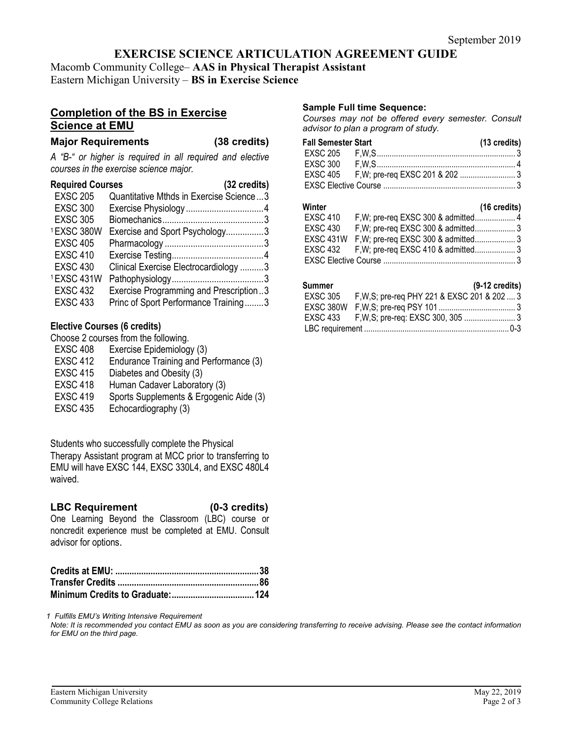September 2019

# EXERCISE SCIENCE ARTICULATION AGREEMENT GUIDE

Macomb Community College– **AAS in Physical Therapist Assistant**
Eastern Michigan University – **BS in Exercise Science**

## Completion of the BS in Exercise Science at EMU

### Major Requirements (38 credits)

*A "B-" or higher is required in all required and elective courses in the exercise science major.*

**Required Courses (32 credits)**

| Course | Title | Credits |
|---|---|---|
| EXSC 205 | Quantitative Mthds in Exercise Science | 3 |
| EXSC 300 | Exercise Physiology | 4 |
| EXSC 305 | Biomechanics | 3 |
| [1] EXSC 380W | Exercise and Sport Psychology | 3 |
| EXSC 405 | Pharmacology | 3 |
| EXSC 410 | Exercise Testing | 4 |
| EXSC 430 | Clinical Exercise Electrocardiology | 3 |
| [1] EXSC 431W | Pathophysiology | 3 |
| EXSC 432 | Exercise Programming and Prescription | 3 |
| EXSC 433 | Princ of Sport Performance Training | 3 |

**Elective Courses (6 credits)**

Choose 2 courses from the following.

| Course | Title |
|---|---|
| EXSC 408 | Exercise Epidemiology (3) |
| EXSC 412 | Endurance Training and Performance (3) |
| EXSC 415 | Diabetes and Obesity (3) |
| EXSC 418 | Human Cadaver Laboratory (3) |
| EXSC 419 | Sports Supplements & Ergogenic Aide (3) |
| EXSC 435 | Echocardiography (3) |

Students who successfully complete the Physical Therapy Assistant program at MCC prior to transferring to EMU will have EXSC 144, EXSC 330L4, and EXSC 480L4 waived.

### LBC Requirement (0-3 credits)

One Learning Beyond the Classroom (LBC) course or noncredit experience must be completed at EMU. Consult advisor for options.

| | |
|---|---|
| **Credits at EMU:** | **38** |
| **Transfer Credits** | **86** |
| **Minimum Credits to Graduate:** | **124** |

### Sample Full time Sequence:

*Courses may not be offered every semester. Consult advisor to plan a program of study.*

**Fall Semester Start (13 credits)**

| Course | Offered / Prerequisites | Credits |
|---|---|---|
| EXSC 205 | F,W,S | 3 |
| EXSC 300 | F,W,S | 4 |
| EXSC 405 | F,W; pre-req EXSC 201 & 202 | 3 |
| EXSC Elective Course | | 3 |

**Winter (16 credits)**

| Course | Offered / Prerequisites | Credits |
|---|---|---|
| EXSC 410 | F,W; pre-req EXSC 300 & admitted | 4 |
| EXSC 430 | F,W; pre-req EXSC 300 & admitted | 3 |
| EXSC 431W | F,W; pre-req EXSC 300 & admitted | 3 |
| EXSC 432 | F,W; pre-req EXSC 410 & admitted | 3 |
| EXSC Elective Course | | 3 |

**Summer (9-12 credits)**

| Course | Offered / Prerequisites | Credits |
|---|---|---|
| EXSC 305 | F,W,S; pre-req PHY 221 & EXSC 201 & 202 | 3 |
| EXSC 380W | F,W,S; pre-req PSY 101 | 3 |
| EXSC 433 | F,W,S; pre-req: EXSC 300, 305 | 3 |
| LBC requirement | | 0-3 |

*1 Fulfills EMU's Writing Intensive Requirement*

*Note: It is recommended you contact EMU as soon as you are considering transferring to receive advising. Please see the contact information for EMU on the third page.*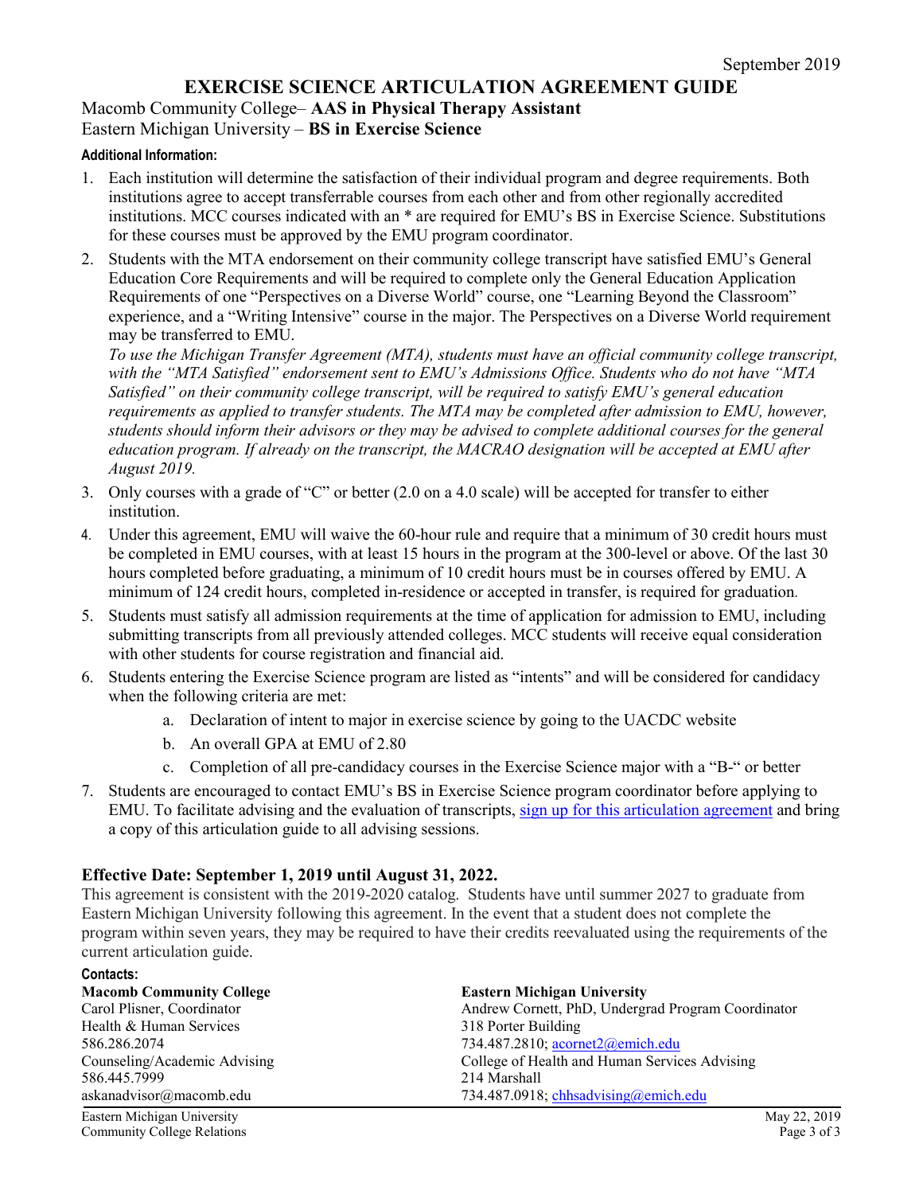September 2019

# EXERCISE SCIENCE ARTICULATION AGREEMENT GUIDE

Macomb Community College– **AAS in Physical Therapy Assistant**
Eastern Michigan University – **BS in Exercise Science**

**Additional Information:**

1. Each institution will determine the satisfaction of their individual program and degree requirements. Both institutions agree to accept transferrable courses from each other and from other regionally accredited institutions. MCC courses indicated with an * are required for EMU's BS in Exercise Science. Substitutions for these courses must be approved by the EMU program coordinator.
2. Students with the MTA endorsement on their community college transcript have satisfied EMU's General Education Core Requirements and will be required to complete only the General Education Application Requirements of one "Perspectives on a Diverse World" course, one "Learning Beyond the Classroom" experience, and a "Writing Intensive" course in the major. The Perspectives on a Diverse World requirement may be transferred to EMU.
   *To use the Michigan Transfer Agreement (MTA), students must have an official community college transcript, with the "MTA Satisfied" endorsement sent to EMU's Admissions Office. Students who do not have "MTA Satisfied" on their community college transcript, will be required to satisfy EMU's general education requirements as applied to transfer students. The MTA may be completed after admission to EMU, however, students should inform their advisors or they may be advised to complete additional courses for the general education program. If already on the transcript, the MACRAO designation will be accepted at EMU after August 2019.*
3. Only courses with a grade of "C" or better (2.0 on a 4.0 scale) will be accepted for transfer to either institution.
4. Under this agreement, EMU will waive the 60-hour rule and require that a minimum of 30 credit hours must be completed in EMU courses, with at least 15 hours in the program at the 300-level or above. Of the last 30 hours completed before graduating, a minimum of 10 credit hours must be in courses offered by EMU. A minimum of 124 credit hours, completed in-residence or accepted in transfer, is required for graduation.
5. Students must satisfy all admission requirements at the time of application for admission to EMU, including submitting transcripts from all previously attended colleges. MCC students will receive equal consideration with other students for course registration and financial aid.
6. Students entering the Exercise Science program are listed as "intents" and will be considered for candidacy when the following criteria are met:
   a. Declaration of intent to major in exercise science by going to the UACDC website
   b. An overall GPA at EMU of 2.80
   c. Completion of all pre-candidacy courses in the Exercise Science major with a "B-" or better
7. Students are encouraged to contact EMU's BS in Exercise Science program coordinator before applying to EMU. To facilitate advising and the evaluation of transcripts, sign up for this articulation agreement and bring a copy of this articulation guide to all advising sessions.

## Effective Date: September 1, 2019 until August 31, 2022.

This agreement is consistent with the 2019-2020 catalog. Students have until summer 2027 to graduate from Eastern Michigan University following this agreement. In the event that a student does not complete the program within seven years, they may be required to have their credits reevaluated using the requirements of the current articulation guide.

**Contacts:**

**Macomb Community College**
Carol Plisner, Coordinator
Health & Human Services
586.286.2074
Counseling/Academic Advising
586.445.7999
askanadvisor@macomb.edu

**Eastern Michigan University**
Andrew Cornett, PhD, Undergrad Program Coordinator
318 Porter Building
734.487.2810; acornet2@emich.edu
College of Health and Human Services Advising
214 Marshall
734.487.0918; chhsadvising@emich.edu